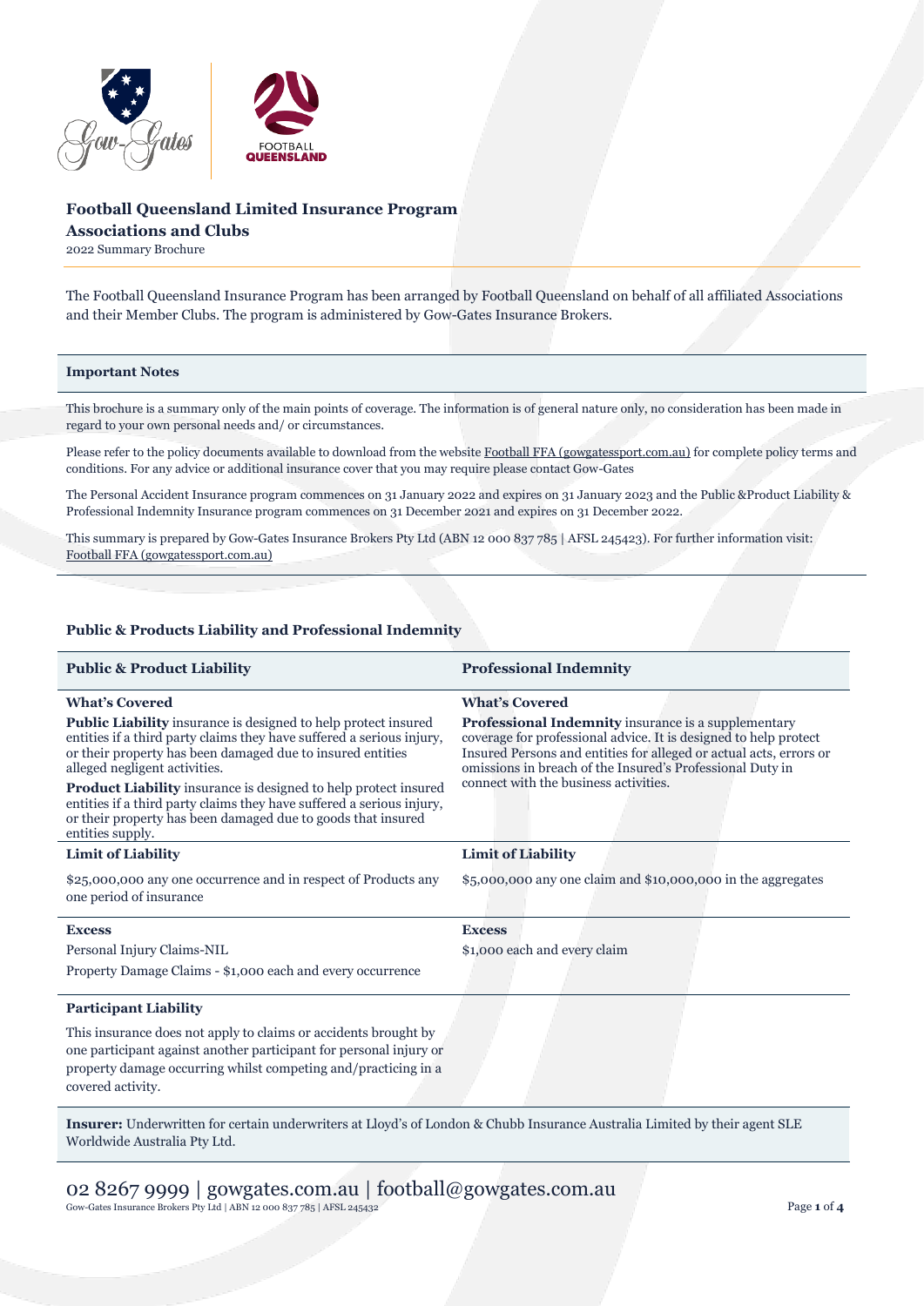# Football Queensland Limited Insurance Program

## Associations and Clubs

2022 Summary Brochure

The Football Queensland Insurance Program has been arranged by Football Queensland on behalf of all affiliated Associations and their Member Clubs. The program is administered by Gow-Gates Insurance Brokers.

### Important Notes

This brochure is a summary only of the main points of coverage. The information is of general nature only, no consideration has been made in regard to your own personal needs and/ or circumstances.

Please refer to the policy documents available to download from the website Football FFA (gowgatessport.com.au) for complete policy terms and conditions. For any advice or additional insurance cover that you may require please contact Gow-Gates

The Personal Accident Insurance program commences on 31 January 2022 and expires on 31 January 2023 and the Public &Product Liability & Professional Indemnity Insurance program commences on 31 December 2021 and expires on 31 December 2022.

This summary is prepared by Gow-Gates Insurance Brokers Pty Ltd (ABN 12 000 837 785 | AFSL 245423). For further information visit: Football FFA (gowgatessport.com.au)

### Public & Products Liability and Professional Indemnity

| Public & Product Liability | Professional Indemnity |
|---|---|
| **What's Covered**<br>**Public Liability** insurance is designed to help protect insured entities if a third party claims they have suffered a serious injury, or their property has been damaged due to insured entities alleged negligent activities.<br>**Product Liability** insurance is designed to help protect insured entities if a third party claims they have suffered a serious injury, or their property has been damaged due to goods that insured entities supply. | **What's Covered**<br>**Professional Indemnity** insurance is a supplementary coverage for professional advice. It is designed to help protect Insured Persons and entities for alleged or actual acts, errors or omissions in breach of the Insured's Professional Duty in connect with the business activities. |
| **Limit of Liability**<br>$25,000,000 any one occurrence and in respect of Products any one period of insurance | **Limit of Liability**<br>$5,000,000 any one claim and $10,000,000 in the aggregates |
| **Excess**<br>Personal Injury Claims-NIL<br>Property Damage Claims - $1,000 each and every occurrence | **Excess**<br>$1,000 each and every claim |
| **Participant Liability**<br>This insurance does not apply to claims or accidents brought by one participant against another participant for personal injury or property damage occurring whilst competing and/practicing in a covered activity. | |

**Insurer:** Underwritten for certain underwriters at Lloyd's of London & Chubb Insurance Australia Limited by their agent SLE Worldwide Australia Pty Ltd.

02 8267 9999 | gowgates.com.au | football@gowgates.com.au

Gow-Gates Insurance Brokers Pty Ltd | ABN 12 000 837 785 | AFSL 245432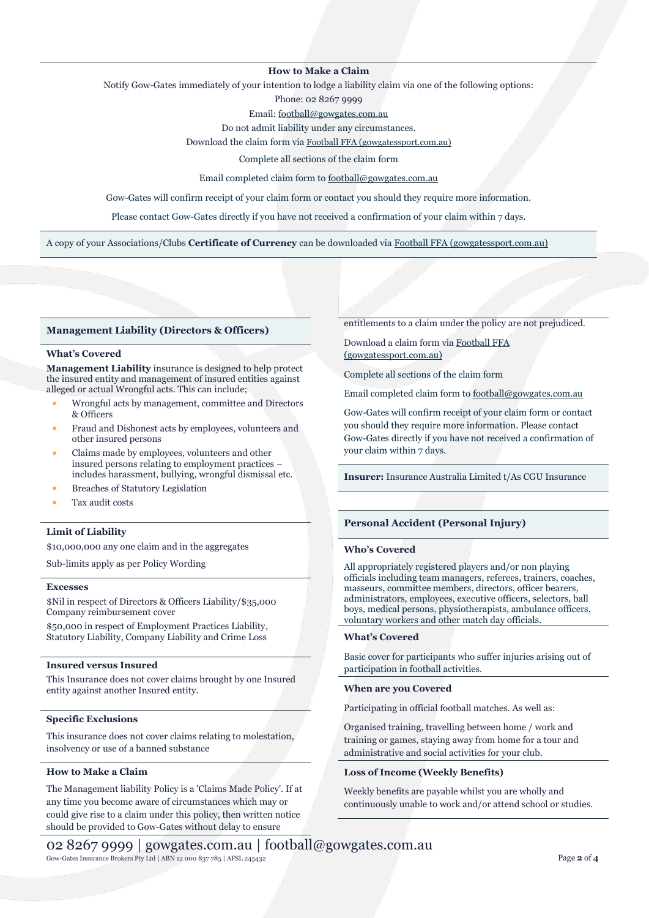### How to Make a Claim

Notify Gow-Gates immediately of your intention to lodge a liability claim via one of the following options:

Phone: 02 8267 9999

Email: football@gowgates.com.au

Do not admit liability under any circumstances.

Download the claim form via Football FFA (gowgatessport.com.au)

Complete all sections of the claim form

Email completed claim form to football@gowgates.com.au

Gow-Gates will confirm receipt of your claim form or contact you should they require more information.

Please contact Gow-Gates directly if you have not received a confirmation of your claim within 7 days.

A copy of your Associations/Clubs **Certificate of Currency** can be downloaded via Football FFA (gowgatessport.com.au)

## Management Liability (Directors & Officers)

### What's Covered

**Management Liability** insurance is designed to help protect the insured entity and management of insured entities against alleged or actual Wrongful acts. This can include;

- Wrongful acts by management, committee and Directors & Officers
- Fraud and Dishonest acts by employees, volunteers and other insured persons
- Claims made by employees, volunteers and other insured persons relating to employment practices – includes harassment, bullying, wrongful dismissal etc.
- Breaches of Statutory Legislation
- Tax audit costs

### Limit of Liability

$10,000,000 any one claim and in the aggregates

Sub-limits apply as per Policy Wording

### Excesses

$Nil in respect of Directors & Officers Liability/$35,000 Company reimbursement cover

$50,000 in respect of Employment Practices Liability, Statutory Liability, Company Liability and Crime Loss

### Insured versus Insured

This Insurance does not cover claims brought by one Insured entity against another Insured entity.

### Specific Exclusions

This insurance does not cover claims relating to molestation, insolvency or use of a banned substance

### How to Make a Claim

The Management liability Policy is a 'Claims Made Policy'. If at any time you become aware of circumstances which may or could give rise to a claim under this policy, then written notice should be provided to Gow-Gates without delay to ensure entitlements to a claim under the policy are not prejudiced.

Download a claim form via Football FFA (gowgatessport.com.au)

Complete all sections of the claim form

Email completed claim form to football@gowgates.com.au

Gow-Gates will confirm receipt of your claim form or contact you should they require more information. Please contact Gow-Gates directly if you have not received a confirmation of your claim within 7 days.

**Insurer:** Insurance Australia Limited t/As CGU Insurance

## Personal Accident (Personal Injury)

### Who's Covered

All appropriately registered players and/or non playing officials including team managers, referees, trainers, coaches, masseurs, committee members, directors, officer bearers, administrators, employees, executive officers, selectors, ball boys, medical persons, physiotherapists, ambulance officers, voluntary workers and other match day officials.

### What's Covered

Basic cover for participants who suffer injuries arising out of participation in football activities.

### When are you Covered

Participating in official football matches. As well as:

Organised training, travelling between home / work and training or games, staying away from home for a tour and administrative and social activities for your club.

### Loss of Income (Weekly Benefits)

Weekly benefits are payable whilst you are wholly and continuously unable to work and/or attend school or studies.

02 8267 9999 | gowgates.com.au | football@gowgates.com.au

Gow-Gates Insurance Brokers Pty Ltd | ABN 12 000 837 785 | AFSL 245432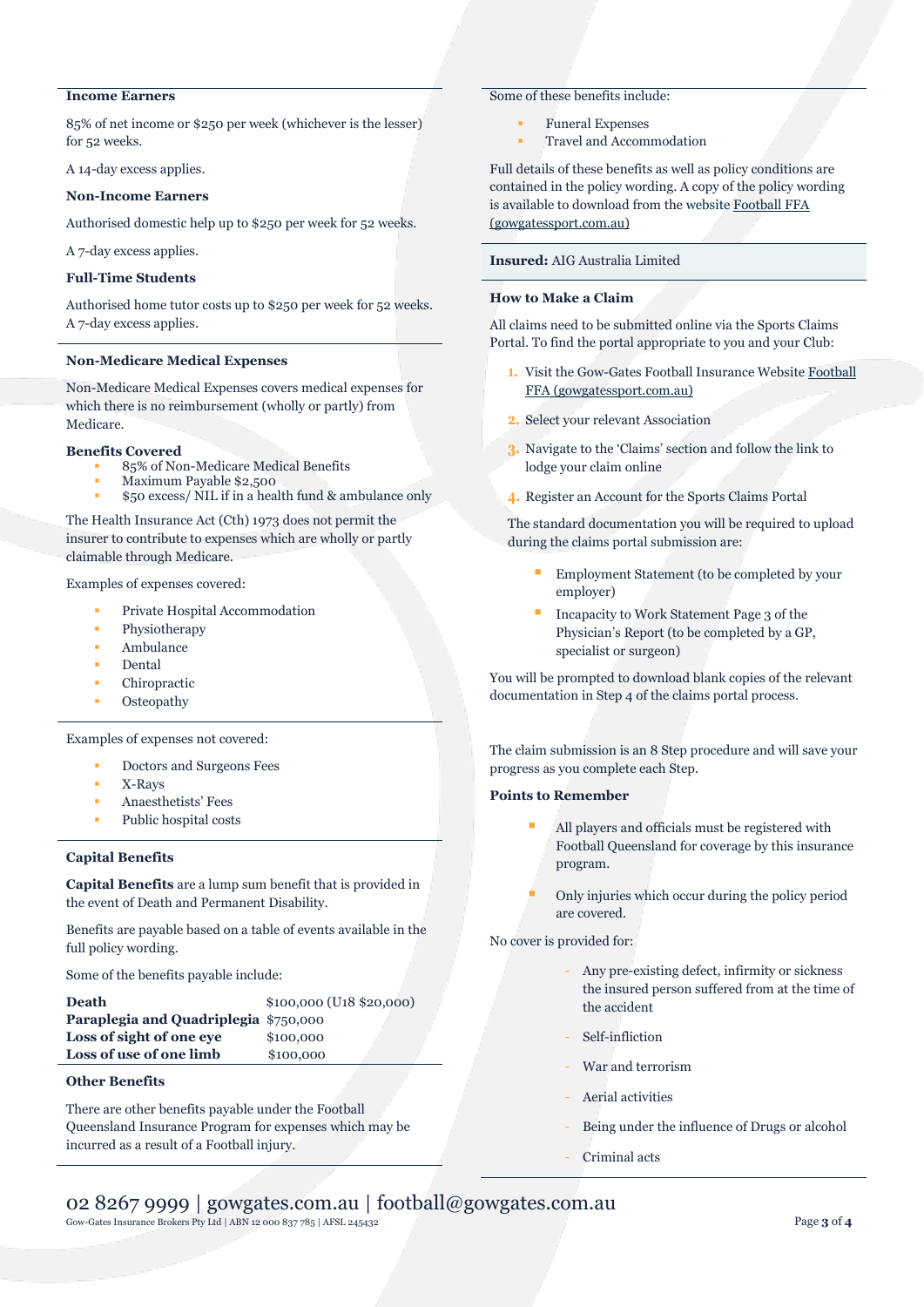### Income Earners

85% of net income or $250 per week (whichever is the lesser) for 52 weeks.

A 14-day excess applies.

### Non-Income Earners

Authorised domestic help up to $250 per week for 52 weeks.

A 7-day excess applies.

### Full-Time Students

Authorised home tutor costs up to $250 per week for 52 weeks. A 7-day excess applies.

### Non-Medicare Medical Expenses

Non-Medicare Medical Expenses covers medical expenses for which there is no reimbursement (wholly or partly) from Medicare.

**Benefits Covered**

- 85% of Non-Medicare Medical Benefits
- Maximum Payable $2,500
- $50 excess/ NIL if in a health fund & ambulance only

The Health Insurance Act (Cth) 1973 does not permit the insurer to contribute to expenses which are wholly or partly claimable through Medicare.

Examples of expenses covered:

- Private Hospital Accommodation
- Physiotherapy
- Ambulance
- Dental
- Chiropractic
- Osteopathy

Examples of expenses not covered:

- Doctors and Surgeons Fees
- X-Rays
- Anaesthetists' Fees
- Public hospital costs

### Capital Benefits

**Capital Benefits** are a lump sum benefit that is provided in the event of Death and Permanent Disability.

Benefits are payable based on a table of events available in the full policy wording.

Some of the benefits payable include:

| | |
|---|---|
| **Death** | $100,000 (U18 $20,000) |
| **Paraplegia and Quadriplegia** | $750,000 |
| **Loss of sight of one eye** | $100,000 |
| **Loss of use of one limb** | $100,000 |

### Other Benefits

There are other benefits payable under the Football Queensland Insurance Program for expenses which may be incurred as a result of a Football injury.

Some of these benefits include:

- Funeral Expenses
- Travel and Accommodation

Full details of these benefits as well as policy conditions are contained in the policy wording. A copy of the policy wording is available to download from the website Football FFA (gowgatessport.com.au)

**Insured:** AIG Australia Limited

### How to Make a Claim

All claims need to be submitted online via the Sports Claims Portal. To find the portal appropriate to you and your Club:

1. Visit the Gow-Gates Football Insurance Website Football FFA (gowgatessport.com.au)
2. Select your relevant Association
3. Navigate to the 'Claims' section and follow the link to lodge your claim online
4. Register an Account for the Sports Claims Portal

The standard documentation you will be required to upload during the claims portal submission are:

- Employment Statement (to be completed by your employer)
- Incapacity to Work Statement Page 3 of the Physician's Report (to be completed by a GP, specialist or surgeon)

You will be prompted to download blank copies of the relevant documentation in Step 4 of the claims portal process.

The claim submission is an 8 Step procedure and will save your progress as you complete each Step.

### Points to Remember

- All players and officials must be registered with Football Queensland for coverage by this insurance program.
- Only injuries which occur during the policy period are covered.

No cover is provided for:

- Any pre-existing defect, infirmity or sickness the insured person suffered from at the time of the accident
- Self-infliction
- War and terrorism
- Aerial activities
- Being under the influence of Drugs or alcohol
- Criminal acts

02 8267 9999 | gowgates.com.au | football@gowgates.com.au

Gow-Gates Insurance Brokers Pty Ltd | ABN 12 000 837 785 | AFSL 245432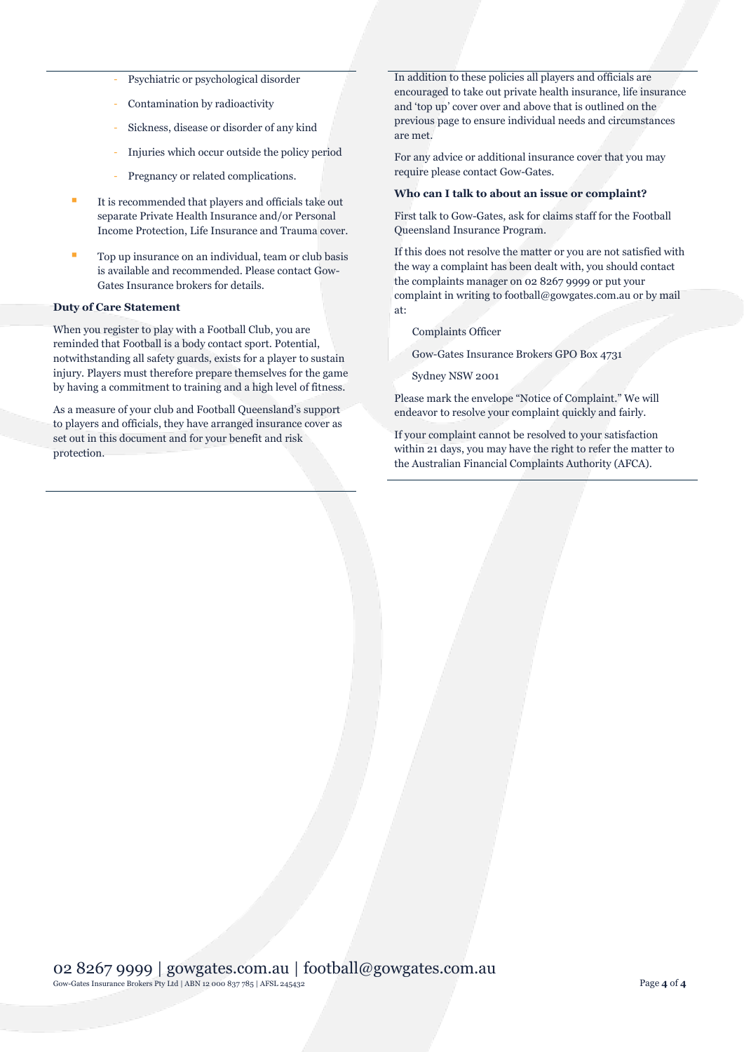- Psychiatric or psychological disorder
- Contamination by radioactivity
- Sickness, disease or disorder of any kind
- Injuries which occur outside the policy period
- Pregnancy or related complications.

- It is recommended that players and officials take out separate Private Health Insurance and/or Personal Income Protection, Life Insurance and Trauma cover.
- Top up insurance on an individual, team or club basis is available and recommended. Please contact Gow-Gates Insurance brokers for details.

**Duty of Care Statement**

When you register to play with a Football Club, you are reminded that Football is a body contact sport. Potential, notwithstanding all safety guards, exists for a player to sustain injury. Players must therefore prepare themselves for the game by having a commitment to training and a high level of fitness.

As a measure of your club and Football Queensland's support to players and officials, they have arranged insurance cover as set out in this document and for your benefit and risk protection.

In addition to these policies all players and officials are encouraged to take out private health insurance, life insurance and 'top up' cover over and above that is outlined on the previous page to ensure individual needs and circumstances are met.

For any advice or additional insurance cover that you may require please contact Gow-Gates.

**Who can I talk to about an issue or complaint?**

First talk to Gow-Gates, ask for claims staff for the Football Queensland Insurance Program.

If this does not resolve the matter or you are not satisfied with the way a complaint has been dealt with, you should contact the complaints manager on 02 8267 9999 or put your complaint in writing to football@gowgates.com.au or by mail at:

Complaints Officer

Gow-Gates Insurance Brokers GPO Box 4731

Sydney NSW 2001

Please mark the envelope "Notice of Complaint." We will endeavor to resolve your complaint quickly and fairly.

If your complaint cannot be resolved to your satisfaction within 21 days, you may have the right to refer the matter to the Australian Financial Complaints Authority (AFCA).